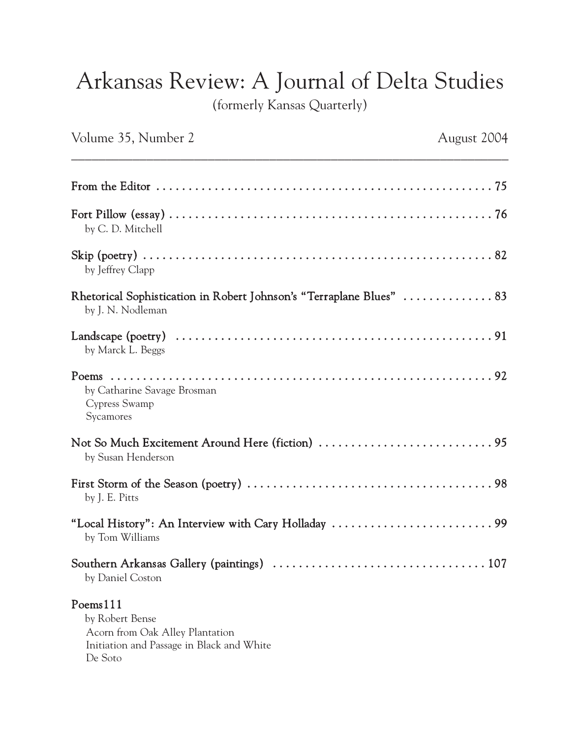# Arkansas Review: A Journal of Delta Studies

(formerly Kansas Quarterly)

Volume 35, Number 2 — August 2004

**From the Editor** . . . . . . . . . . . . . . . . . . . . . . . . . . . . . . . . . . . . . . . . . . . . . . . . . . . . . 75

**Fort Pillow (essay)** . . . . . . . . . . . . . . . . . . . . . . . . . . . . . . . . . . . . . . . . . . . . . . . . . . . 76
by C. D. Mitchell

**Skip (poetry)** . . . . . . . . . . . . . . . . . . . . . . . . . . . . . . . . . . . . . . . . . . . . . . . . . . . . . . . 82
by Jeffrey Clapp

**Rhetorical Sophistication in Robert Johnson's "Terraplane Blues"** . . . . . . . . . . . . . . 83
by J. N. Nodleman

**Landscape (poetry)** . . . . . . . . . . . . . . . . . . . . . . . . . . . . . . . . . . . . . . . . . . . . . . . . . . 91
by Marck L. Beggs

**Poems** . . . . . . . . . . . . . . . . . . . . . . . . . . . . . . . . . . . . . . . . . . . . . . . . . . . . . . . . . . . . 92
by Catharine Savage Brosman
Cypress Swamp
Sycamores

**Not So Much Excitement Around Here (fiction)** . . . . . . . . . . . . . . . . . . . . . . . . . . . . 95
by Susan Henderson

**First Storm of the Season (poetry)** . . . . . . . . . . . . . . . . . . . . . . . . . . . . . . . . . . . . . . . 98
by J. E. Pitts

**"Local History": An Interview with Cary Holladay** . . . . . . . . . . . . . . . . . . . . . . . . . . 99
by Tom Williams

**Southern Arkansas Gallery (paintings)** . . . . . . . . . . . . . . . . . . . . . . . . . . . . . . . . . . 107
by Daniel Coston

**Poems111**
by Robert Bense
Acorn from Oak Alley Plantation
Initiation and Passage in Black and White
De Soto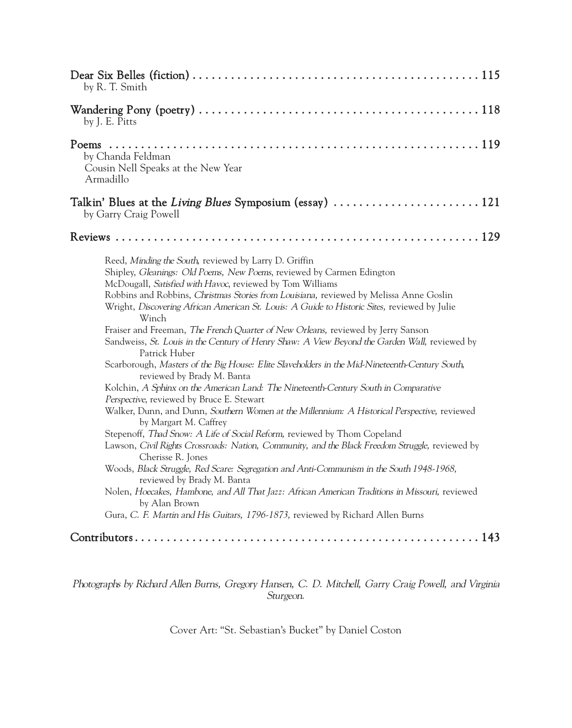Dear Six Belles (fiction) . . . . . . . . . . . . . . . . . . . . . . . . . . . . . . . . . . . . . . . . . . . . . . 115
by R. T. Smith

Wandering Pony (poetry) . . . . . . . . . . . . . . . . . . . . . . . . . . . . . . . . . . . . . . . . . . . . . . 118
by J. E. Pitts

Poems . . . . . . . . . . . . . . . . . . . . . . . . . . . . . . . . . . . . . . . . . . . . . . . . . . . . . . . . . . . 119
by Chanda Feldman
Cousin Nell Speaks at the New Year
Armadillo

Talkin' Blues at the *Living Blues* Symposium (essay) . . . . . . . . . . . . . . . . . . . . . . . 121
by Garry Craig Powell

Reviews . . . . . . . . . . . . . . . . . . . . . . . . . . . . . . . . . . . . . . . . . . . . . . . . . . . . . . . . . . 129

- Reed, *Minding the South,* reviewed by Larry D. Griffin
- Shipley, *Gleanings: Old Poems, New Poems*, reviewed by Carmen Edington
- McDougall, *Satisfied with Havoc*, reviewed by Tom Williams
- Robbins and Robbins, *Christmas Stories from Louisiana,* reviewed by Melissa Anne Goslin
- Wright, *Discovering African American St. Louis: A Guide to Historic Sites,* reviewed by Julie Winch
- Fraiser and Freeman, *The French Quarter of New Orleans,* reviewed by Jerry Sanson
- Sandweiss, *St. Louis in the Century of Henry Shaw: A View Beyond the Garden Wall,* reviewed by Patrick Huber
- Scarborough, *Masters of the Big House: Elite Slaveholders in the Mid-Nineteenth-Century South,* reviewed by Brady M. Banta
- Kolchin, *A Sphinx on the American Land: The Nineteenth-Century South in Comparative Perspective*, reviewed by Bruce E. Stewart
- Walker, Dunn, and Dunn, *Southern Women at the Millennium: A Historical Perspective,* reviewed by Margart M. Caffrey
- Stepenoff, *Thad Snow: A Life of Social Reform,* reviewed by Thom Copeland
- Lawson, *Civil Rights Crossroads: Nation, Community, and the Black Freedom Struggle,* reviewed by Cherisse R. Jones
- Woods, *Black Struggle, Red Scare: Segregation and Anti-Communism in the South 1948-1968,* reviewed by Brady M. Banta
- Nolen, *Hoecakes, Hambone, and All That Jazz: African American Traditions in Missouri,* reviewed by Alan Brown
- Gura, *C. F. Martin and His Guitars, 1796-1873,* reviewed by Richard Allen Burns

Contributors . . . . . . . . . . . . . . . . . . . . . . . . . . . . . . . . . . . . . . . . . . . . . . . . . . . . . . 143

*Photographs by Richard Allen Burns, Gregory Hansen, C. D. Mitchell, Garry Craig Powell, and Virginia Sturgeon.*

Cover Art: "St. Sebastian's Bucket" by Daniel Coston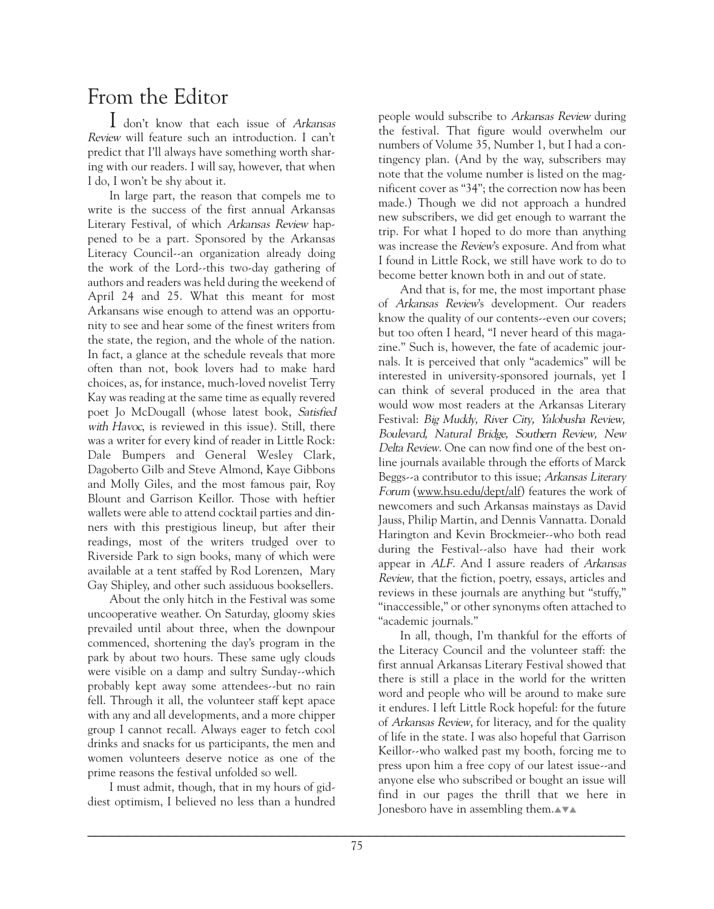# From the Editor

I don't know that each issue of *Arkansas Review* will feature such an introduction. I can't predict that I'll always have something worth sharing with our readers. I will say, however, that when I do, I won't be shy about it.

In large part, the reason that compels me to write is the success of the first annual Arkansas Literary Festival, of which *Arkansas Review* happened to be a part. Sponsored by the Arkansas Literacy Council--an organization already doing the work of the Lord--this two-day gathering of authors and readers was held during the weekend of April 24 and 25. What this meant for most Arkansans wise enough to attend was an opportunity to see and hear some of the finest writers from the state, the region, and the whole of the nation. In fact, a glance at the schedule reveals that more often than not, book lovers had to make hard choices, as, for instance, much-loved novelist Terry Kay was reading at the same time as equally revered poet Jo McDougall (whose latest book, *Satisfied with Havoc*, is reviewed in this issue). Still, there was a writer for every kind of reader in Little Rock: Dale Bumpers and General Wesley Clark, Dagoberto Gilb and Steve Almond, Kaye Gibbons and Molly Giles, and the most famous pair, Roy Blount and Garrison Keillor. Those with heftier wallets were able to attend cocktail parties and dinners with this prestigious lineup, but after their readings, most of the writers trudged over to Riverside Park to sign books, many of which were available at a tent staffed by Rod Lorenzen, Mary Gay Shipley, and other such assiduous booksellers.

About the only hitch in the Festival was some uncooperative weather. On Saturday, gloomy skies prevailed until about three, when the downpour commenced, shortening the day's program in the park by about two hours. These same ugly clouds were visible on a damp and sultry Sunday--which probably kept away some attendees--but no rain fell. Through it all, the volunteer staff kept apace with any and all developments, and a more chipper group I cannot recall. Always eager to fetch cool drinks and snacks for us participants, the men and women volunteers deserve notice as one of the prime reasons the festival unfolded so well.

I must admit, though, that in my hours of giddiest optimism, I believed no less than a hundred people would subscribe to *Arkansas Review* during the festival. That figure would overwhelm our numbers of Volume 35, Number 1, but I had a contingency plan. (And by the way, subscribers may note that the volume number is listed on the magnificent cover as "34"; the correction now has been made.) Though we did not approach a hundred new subscribers, we did get enough to warrant the trip. For what I hoped to do more than anything was increase the *Review*'s exposure. And from what I found in Little Rock, we still have work to do to become better known both in and out of state.

And that is, for me, the most important phase of *Arkansas Review*'s development. Our readers know the quality of our contents--even our covers; but too often I heard, "I never heard of this magazine." Such is, however, the fate of academic journals. It is perceived that only "academics" will be interested in university-sponsored journals, yet I can think of several produced in the area that would wow most readers at the Arkansas Literary Festival: *Big Muddy, River City, Yalobusha Review, Boulevard, Natural Bridge, Southern Review, New Delta Review*. One can now find one of the best online journals available through the efforts of Marck Beggs--a contributor to this issue; *Arkansas Literary Forum* (www.hsu.edu/dept/alf) features the work of newcomers and such Arkansas mainstays as David Jauss, Philip Martin, and Dennis Vannatta. Donald Harington and Kevin Brockmeier--who both read during the Festival--also have had their work appear in *ALF*. And I assure readers of *Arkansas Review*, that the fiction, poetry, essays, articles and reviews in these journals are anything but "stuffy," "inaccessible," or other synonyms often attached to "academic journals."

In all, though, I'm thankful for the efforts of the Literacy Council and the volunteer staff: the first annual Arkansas Literary Festival showed that there is still a place in the world for the written word and people who will be around to make sure it endures. I left Little Rock hopeful: for the future of *Arkansas Review*, for literacy, and for the quality of life in the state. I was also hopeful that Garrison Keillor--who walked past my booth, forcing me to press upon him a free copy of our latest issue--and anyone else who subscribed or bought an issue will find in our pages the thrill that we here in Jonesboro have in assembling them.▲▼▲